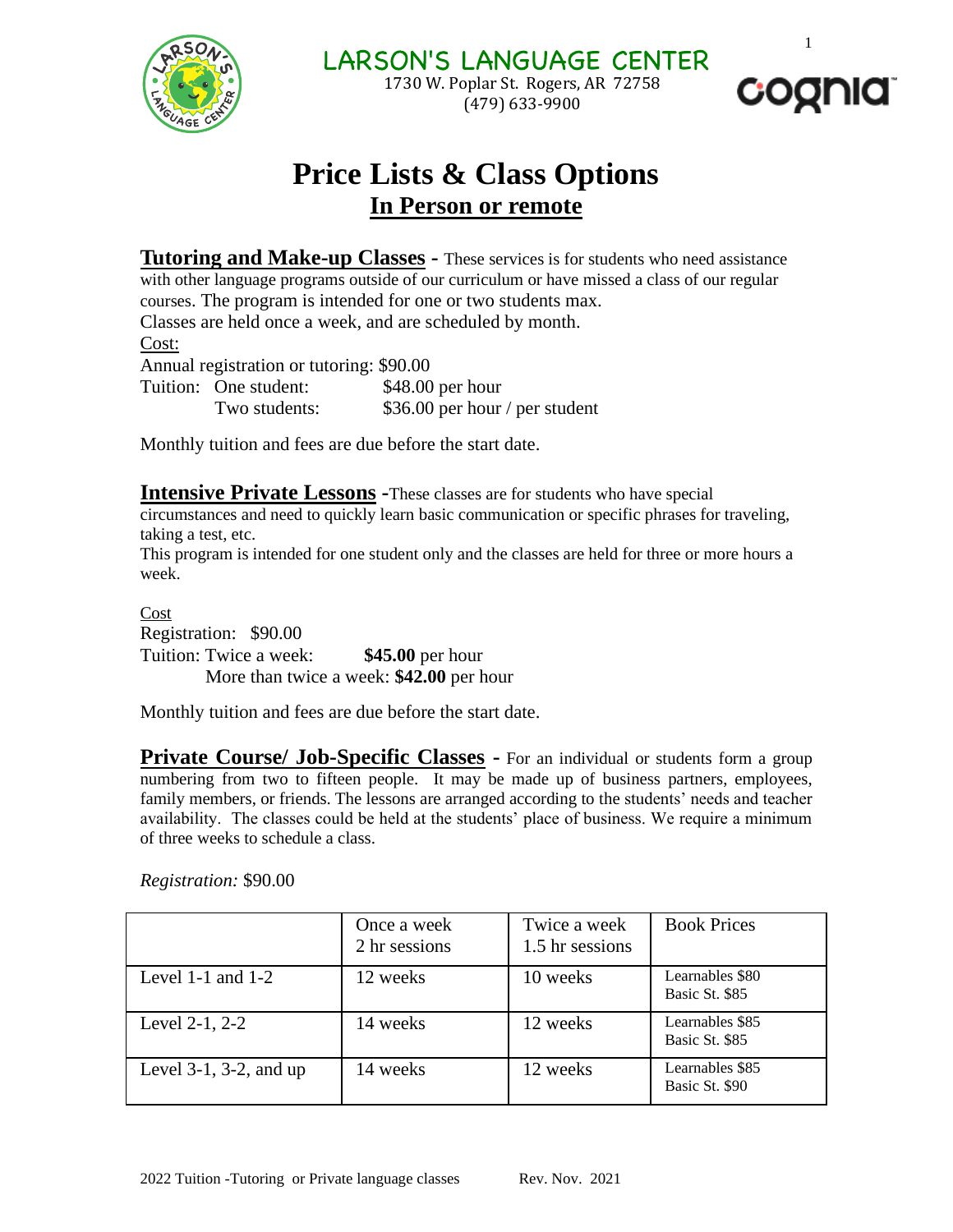# LARSON'S LANGUAGE CENTER

1730 W. Poplar St. Rogers, AR 72758
(479) 633-9900

# Price Lists & Class Options

## In Person or remote

**Tutoring and Make-up Classes** - These services is for students who need assistance with other language programs outside of our curriculum or have missed a class of our regular courses. The program is intended for one or two students max.

Classes are held once a week, and are scheduled by month.

Cost:

Annual registration or tutoring: $90.00

Tuition: One student: $48.00 per hour
Two students: $36.00 per hour / per student

Monthly tuition and fees are due before the start date.

**Intensive Private Lessons** -These classes are for students who have special circumstances and need to quickly learn basic communication or specific phrases for traveling, taking a test, etc.

This program is intended for one student only and the classes are held for three or more hours a week.

Cost

Registration: $90.00

Tuition: Twice a week: **$45.00** per hour
More than twice a week: **$42.00** per hour

Monthly tuition and fees are due before the start date.

**Private Course/ Job-Specific Classes** - For an individual or students form a group numbering from two to fifteen people. It may be made up of business partners, employees, family members, or friends. The lessons are arranged according to the students' needs and teacher availability. The classes could be held at the students' place of business. We require a minimum of three weeks to schedule a class.

*Registration:* $90.00

| | Once a week 2 hr sessions | Twice a week 1.5 hr sessions | Book Prices |
|---|---|---|---|
| Level 1-1 and 1-2 | 12 weeks | 10 weeks | Learnables $80 Basic St. $85 |
| Level 2-1, 2-2 | 14 weeks | 12 weeks | Learnables $85 Basic St. $85 |
| Level 3-1, 3-2, and up | 14 weeks | 12 weeks | Learnables $85 Basic St. $90 |

2022 Tuition -Tutoring or Private language classes Rev. Nov. 2021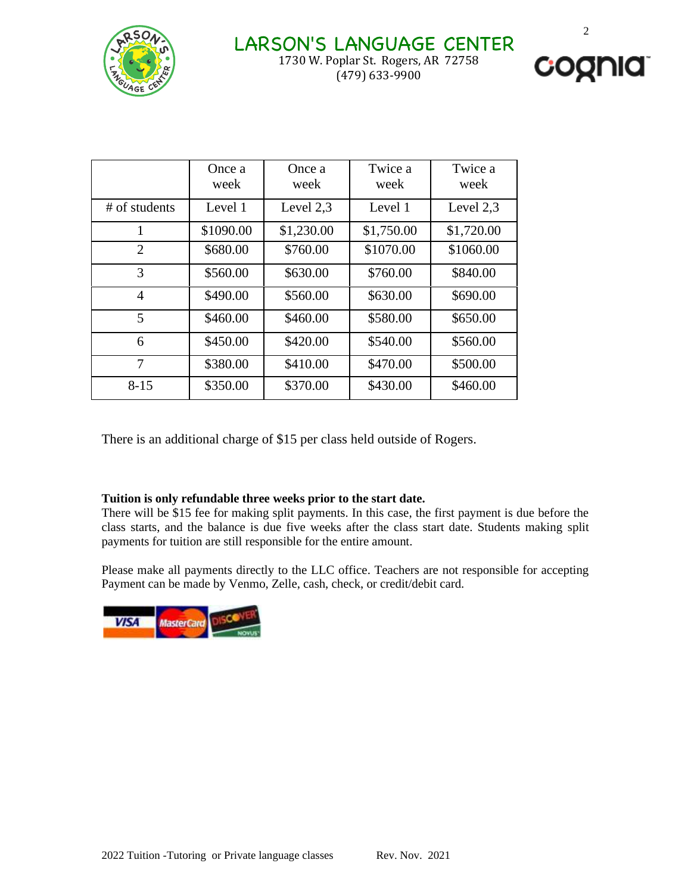# LARSON'S LANGUAGE CENTER

1730 W. Poplar St. Rogers, AR 72758
(479) 633-9900

| | Once a week | Once a week | Twice a week | Twice a week |
|---|---|---|---|---|
| # of students | Level 1 | Level 2,3 | Level 1 | Level 2,3 |
| 1 | $1090.00 | $1,230.00 | $1,750.00 | $1,720.00 |
| 2 | $680.00 | $760.00 | $1070.00 | $1060.00 |
| 3 | $560.00 | $630.00 | $760.00 | $840.00 |
| 4 | $490.00 | $560.00 | $630.00 | $690.00 |
| 5 | $460.00 | $460.00 | $580.00 | $650.00 |
| 6 | $450.00 | $420.00 | $540.00 | $560.00 |
| 7 | $380.00 | $410.00 | $470.00 | $500.00 |
| 8-15 | $350.00 | $370.00 | $430.00 | $460.00 |

There is an additional charge of $15 per class held outside of Rogers.

**Tuition is only refundable three weeks prior to the start date.**
There will be $15 fee for making split payments. In this case, the first payment is due before the class starts, and the balance is due five weeks after the class start date. Students making split payments for tuition are still responsible for the entire amount.

Please make all payments directly to the LLC office. Teachers are not responsible for accepting Payment can be made by Venmo, Zelle, cash, check, or credit/debit card.

2022 Tuition -Tutoring or Private language classes Rev. Nov. 2021